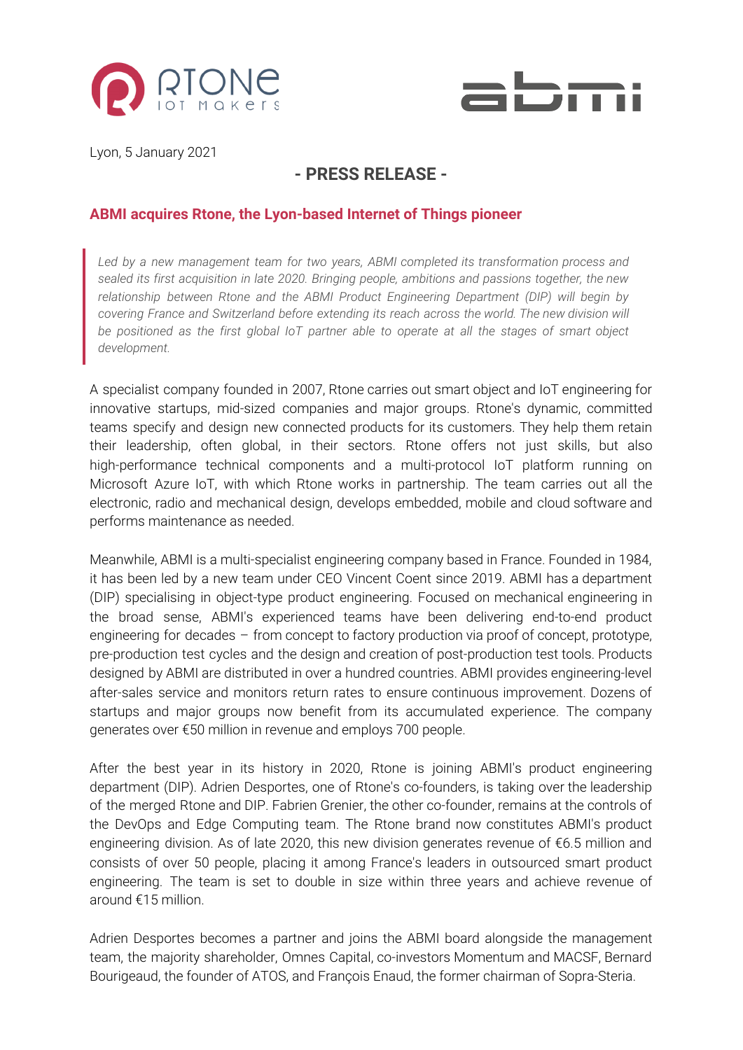Lyon, 5 January 2021

## - PRESS RELEASE -

### ABMI acquires Rtone, the Lyon-based Internet of Things pioneer

> *Led by a new management team for two years, ABMI completed its transformation process and sealed its first acquisition in late 2020. Bringing people, ambitions and passions together, the new relationship between Rtone and the ABMI Product Engineering Department (DIP) will begin by covering France and Switzerland before extending its reach across the world. The new division will be positioned as the first global IoT partner able to operate at all the stages of smart object development.*

A specialist company founded in 2007, Rtone carries out smart object and IoT engineering for innovative startups, mid-sized companies and major groups. Rtone's dynamic, committed teams specify and design new connected products for its customers. They help them retain their leadership, often global, in their sectors. Rtone offers not just skills, but also high-performance technical components and a multi-protocol IoT platform running on Microsoft Azure IoT, with which Rtone works in partnership. The team carries out all the electronic, radio and mechanical design, develops embedded, mobile and cloud software and performs maintenance as needed.

Meanwhile, ABMI is a multi-specialist engineering company based in France. Founded in 1984, it has been led by a new team under CEO Vincent Coent since 2019. ABMI has a department (DIP) specialising in object-type product engineering. Focused on mechanical engineering in the broad sense, ABMI's experienced teams have been delivering end-to-end product engineering for decades – from concept to factory production via proof of concept, prototype, pre-production test cycles and the design and creation of post-production test tools. Products designed by ABMI are distributed in over a hundred countries. ABMI provides engineering-level after-sales service and monitors return rates to ensure continuous improvement. Dozens of startups and major groups now benefit from its accumulated experience. The company generates over €50 million in revenue and employs 700 people.

After the best year in its history in 2020, Rtone is joining ABMI's product engineering department (DIP). Adrien Desportes, one of Rtone's co-founders, is taking over the leadership of the merged Rtone and DIP. Fabrien Grenier, the other co-founder, remains at the controls of the DevOps and Edge Computing team. The Rtone brand now constitutes ABMI's product engineering division. As of late 2020, this new division generates revenue of €6.5 million and consists of over 50 people, placing it among France's leaders in outsourced smart product engineering. The team is set to double in size within three years and achieve revenue of around €15 million.

Adrien Desportes becomes a partner and joins the ABMI board alongside the management team, the majority shareholder, Omnes Capital, co-investors Momentum and MACSF, Bernard Bourigeaud, the founder of ATOS, and François Enaud, the former chairman of Sopra-Steria.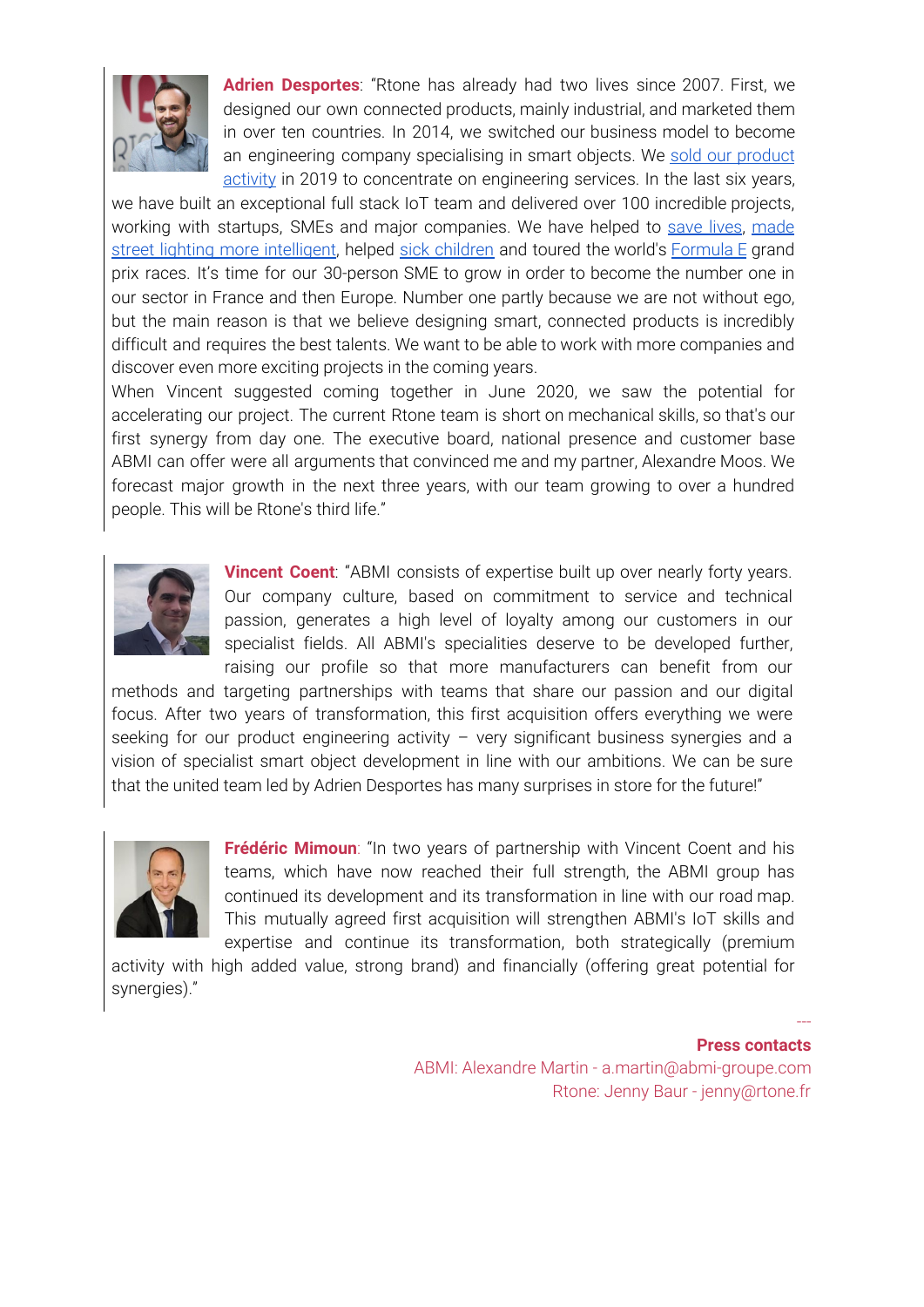**Adrien Desportes**: "Rtone has already had two lives since 2007. First, we designed our own connected products, mainly industrial, and marketed them in over ten countries. In 2014, we switched our business model to become an engineering company specialising in smart objects. We sold our product activity in 2019 to concentrate on engineering services. In the last six years, we have built an exceptional full stack IoT team and delivered over 100 incredible projects, working with startups, SMEs and major companies. We have helped to save lives, made street lighting more intelligent, helped sick children and toured the world's Formula E grand prix races. It's time for our 30-person SME to grow in order to become the number one in our sector in France and then Europe. Number one partly because we are not without ego, but the main reason is that we believe designing smart, connected products is incredibly difficult and requires the best talents. We want to be able to work with more companies and discover even more exciting projects in the coming years.
When Vincent suggested coming together in June 2020, we saw the potential for accelerating our project. The current Rtone team is short on mechanical skills, so that's our first synergy from day one. The executive board, national presence and customer base ABMI can offer were all arguments that convinced me and my partner, Alexandre Moos. We forecast major growth in the next three years, with our team growing to over a hundred people. This will be Rtone's third life."

**Vincent Coent**: "ABMI consists of expertise built up over nearly forty years. Our company culture, based on commitment to service and technical passion, generates a high level of loyalty among our customers in our specialist fields. All ABMI's specialities deserve to be developed further, raising our profile so that more manufacturers can benefit from our methods and targeting partnerships with teams that share our passion and our digital focus. After two years of transformation, this first acquisition offers everything we were seeking for our product engineering activity – very significant business synergies and a vision of specialist smart object development in line with our ambitions. We can be sure that the united team led by Adrien Desportes has many surprises in store for the future!"

**Frédéric Mimoun**: "In two years of partnership with Vincent Coent and his teams, which have now reached their full strength, the ABMI group has continued its development and its transformation in line with our road map. This mutually agreed first acquisition will strengthen ABMI's IoT skills and expertise and continue its transformation, both strategically (premium activity with high added value, strong brand) and financially (offering great potential for synergies)."

---

**Press contacts**
ABMI: Alexandre Martin - a.martin@abmi-groupe.com
Rtone: Jenny Baur - jenny@rtone.fr